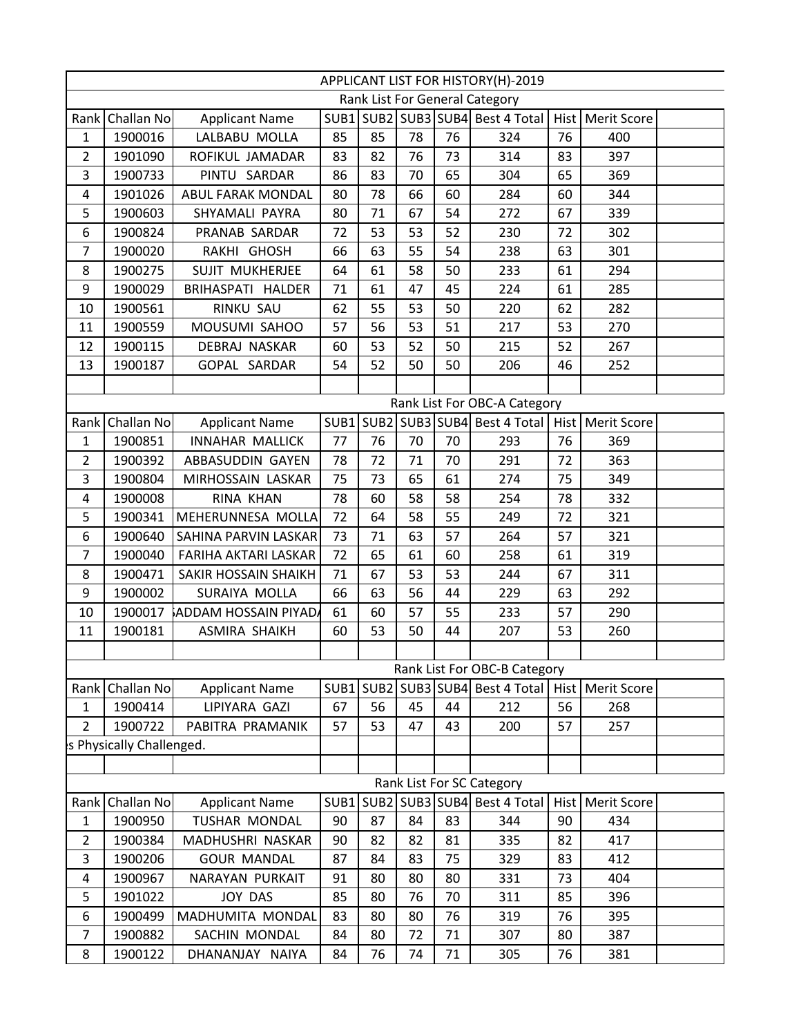# APPLICANT LIST FOR HISTORY(H)-2019

## Rank List For General Category

| Rank | Challan No | Applicant Name | SUB1 | SUB2 | SUB3 | SUB4 | Best 4 Total | Hist | Merit Score |
|---|---|---|---|---|---|---|---|---|---|
| 1 | 1900016 | LALBABU MOLLA | 85 | 85 | 78 | 76 | 324 | 76 | 400 |
| 2 | 1901090 | ROFIKUL JAMADAR | 83 | 82 | 76 | 73 | 314 | 83 | 397 |
| 3 | 1900733 | PINTU SARDAR | 86 | 83 | 70 | 65 | 304 | 65 | 369 |
| 4 | 1901026 | ABUL FARAK MONDAL | 80 | 78 | 66 | 60 | 284 | 60 | 344 |
| 5 | 1900603 | SHYAMALI PAYRA | 80 | 71 | 67 | 54 | 272 | 67 | 339 |
| 6 | 1900824 | PRANAB SARDAR | 72 | 53 | 53 | 52 | 230 | 72 | 302 |
| 7 | 1900020 | RAKHI GHOSH | 66 | 63 | 55 | 54 | 238 | 63 | 301 |
| 8 | 1900275 | SUJIT MUKHERJEE | 64 | 61 | 58 | 50 | 233 | 61 | 294 |
| 9 | 1900029 | BRIHASPATI HALDER | 71 | 61 | 47 | 45 | 224 | 61 | 285 |
| 10 | 1900561 | RINKU SAU | 62 | 55 | 53 | 50 | 220 | 62 | 282 |
| 11 | 1900559 | MOUSUMI SAHOO | 57 | 56 | 53 | 51 | 217 | 53 | 270 |
| 12 | 1900115 | DEBRAJ NASKAR | 60 | 53 | 52 | 50 | 215 | 52 | 267 |
| 13 | 1900187 | GOPAL SARDAR | 54 | 52 | 50 | 50 | 206 | 46 | 252 |

## Rank List For OBC-A Category

| Rank | Challan No | Applicant Name | SUB1 | SUB2 | SUB3 | SUB4 | Best 4 Total | Hist | Merit Score |
|---|---|---|---|---|---|---|---|---|---|
| 1 | 1900851 | INNAHAR MALLICK | 77 | 76 | 70 | 70 | 293 | 76 | 369 |
| 2 | 1900392 | ABBASUDDIN GAYEN | 78 | 72 | 71 | 70 | 291 | 72 | 363 |
| 3 | 1900804 | MIRHOSSAIN LASKAR | 75 | 73 | 65 | 61 | 274 | 75 | 349 |
| 4 | 1900008 | RINA KHAN | 78 | 60 | 58 | 58 | 254 | 78 | 332 |
| 5 | 1900341 | MEHERUNNESA MOLLA | 72 | 64 | 58 | 55 | 249 | 72 | 321 |
| 6 | 1900640 | SAHINA PARVIN LASKAR | 73 | 71 | 63 | 57 | 264 | 57 | 321 |
| 7 | 1900040 | FARIHA AKTARI LASKAR | 72 | 65 | 61 | 60 | 258 | 61 | 319 |
| 8 | 1900471 | SAKIR HOSSAIN SHAIKH | 71 | 67 | 53 | 53 | 244 | 67 | 311 |
| 9 | 1900002 | SURAIYA MOLLA | 66 | 63 | 56 | 44 | 229 | 63 | 292 |
| 10 | 1900017 | ADDAM HOSSAIN PIYAD | 61 | 60 | 57 | 55 | 233 | 57 | 290 |
| 11 | 1900181 | ASMIRA SHAIKH | 60 | 53 | 50 | 44 | 207 | 53 | 260 |

## Rank List For OBC-B Category

| Rank | Challan No | Applicant Name | SUB1 | SUB2 | SUB3 | SUB4 | Best 4 Total | Hist | Merit Score |
|---|---|---|---|---|---|---|---|---|---|
| 1 | 1900414 | LIPIYARA GAZI | 67 | 56 | 45 | 44 | 212 | 56 | 268 |
| 2 | 1900722 | PABITRA PRAMANIK | 57 | 53 | 47 | 43 | 200 | 57 | 257 |

s Physically Challenged.

## Rank List For SC Category

| Rank | Challan No | Applicant Name | SUB1 | SUB2 | SUB3 | SUB4 | Best 4 Total | Hist | Merit Score |
|---|---|---|---|---|---|---|---|---|---|
| 1 | 1900950 | TUSHAR MONDAL | 90 | 87 | 84 | 83 | 344 | 90 | 434 |
| 2 | 1900384 | MADHUSHRI NASKAR | 90 | 82 | 82 | 81 | 335 | 82 | 417 |
| 3 | 1900206 | GOUR MANDAL | 87 | 84 | 83 | 75 | 329 | 83 | 412 |
| 4 | 1900967 | NARAYAN PURKAIT | 91 | 80 | 80 | 80 | 331 | 73 | 404 |
| 5 | 1901022 | JOY DAS | 85 | 80 | 76 | 70 | 311 | 85 | 396 |
| 6 | 1900499 | MADHUMITA MONDAL | 83 | 80 | 80 | 76 | 319 | 76 | 395 |
| 7 | 1900882 | SACHIN MONDAL | 84 | 80 | 72 | 71 | 307 | 80 | 387 |
| 8 | 1900122 | DHANANJAY NAIYA | 84 | 76 | 74 | 71 | 305 | 76 | 381 |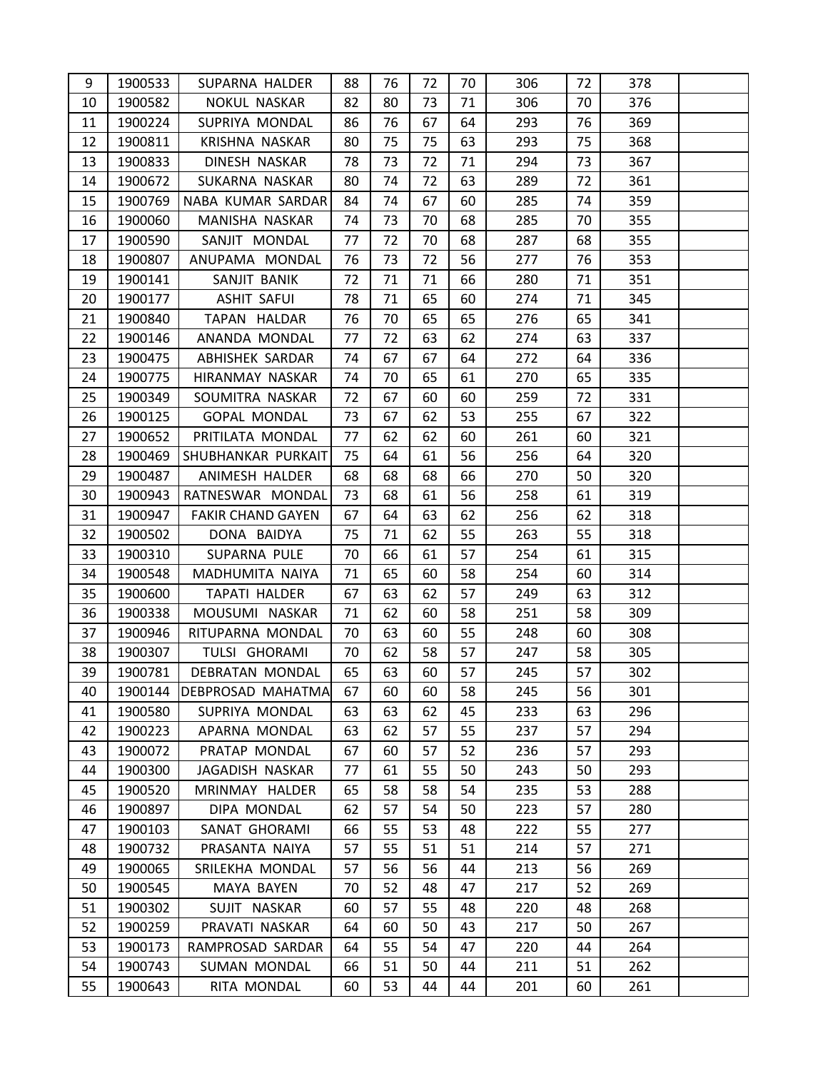| | | | | | | | | | | |
|---|---|---|---|---|---|---|---|---|---|---|
| 9 | 1900533 | SUPARNA HALDER | 88 | 76 | 72 | 70 | 306 | 72 | 378 | |
| 10 | 1900582 | NOKUL NASKAR | 82 | 80 | 73 | 71 | 306 | 70 | 376 | |
| 11 | 1900224 | SUPRIYA MONDAL | 86 | 76 | 67 | 64 | 293 | 76 | 369 | |
| 12 | 1900811 | KRISHNA NASKAR | 80 | 75 | 75 | 63 | 293 | 75 | 368 | |
| 13 | 1900833 | DINESH NASKAR | 78 | 73 | 72 | 71 | 294 | 73 | 367 | |
| 14 | 1900672 | SUKARNA NASKAR | 80 | 74 | 72 | 63 | 289 | 72 | 361 | |
| 15 | 1900769 | NABA KUMAR SARDAR | 84 | 74 | 67 | 60 | 285 | 74 | 359 | |
| 16 | 1900060 | MANISHA NASKAR | 74 | 73 | 70 | 68 | 285 | 70 | 355 | |
| 17 | 1900590 | SANJIT MONDAL | 77 | 72 | 70 | 68 | 287 | 68 | 355 | |
| 18 | 1900807 | ANUPAMA MONDAL | 76 | 73 | 72 | 56 | 277 | 76 | 353 | |
| 19 | 1900141 | SANJIT BANIK | 72 | 71 | 71 | 66 | 280 | 71 | 351 | |
| 20 | 1900177 | ASHIT SAFUI | 78 | 71 | 65 | 60 | 274 | 71 | 345 | |
| 21 | 1900840 | TAPAN HALDAR | 76 | 70 | 65 | 65 | 276 | 65 | 341 | |
| 22 | 1900146 | ANANDA MONDAL | 77 | 72 | 63 | 62 | 274 | 63 | 337 | |
| 23 | 1900475 | ABHISHEK SARDAR | 74 | 67 | 67 | 64 | 272 | 64 | 336 | |
| 24 | 1900775 | HIRANMAY NASKAR | 74 | 70 | 65 | 61 | 270 | 65 | 335 | |
| 25 | 1900349 | SOUMITRA NASKAR | 72 | 67 | 60 | 60 | 259 | 72 | 331 | |
| 26 | 1900125 | GOPAL MONDAL | 73 | 67 | 62 | 53 | 255 | 67 | 322 | |
| 27 | 1900652 | PRITILATA MONDAL | 77 | 62 | 62 | 60 | 261 | 60 | 321 | |
| 28 | 1900469 | SHUBHANKAR PURKAIT | 75 | 64 | 61 | 56 | 256 | 64 | 320 | |
| 29 | 1900487 | ANIMESH HALDER | 68 | 68 | 68 | 66 | 270 | 50 | 320 | |
| 30 | 1900943 | RATNESWAR MONDAL | 73 | 68 | 61 | 56 | 258 | 61 | 319 | |
| 31 | 1900947 | FAKIR CHAND GAYEN | 67 | 64 | 63 | 62 | 256 | 62 | 318 | |
| 32 | 1900502 | DONA BAIDYA | 75 | 71 | 62 | 55 | 263 | 55 | 318 | |
| 33 | 1900310 | SUPARNA PULE | 70 | 66 | 61 | 57 | 254 | 61 | 315 | |
| 34 | 1900548 | MADHUMITA NAIYA | 71 | 65 | 60 | 58 | 254 | 60 | 314 | |
| 35 | 1900600 | TAPATI HALDER | 67 | 63 | 62 | 57 | 249 | 63 | 312 | |
| 36 | 1900338 | MOUSUMI NASKAR | 71 | 62 | 60 | 58 | 251 | 58 | 309 | |
| 37 | 1900946 | RITUPARNA MONDAL | 70 | 63 | 60 | 55 | 248 | 60 | 308 | |
| 38 | 1900307 | TULSI GHORAMI | 70 | 62 | 58 | 57 | 247 | 58 | 305 | |
| 39 | 1900781 | DEBRATAN MONDAL | 65 | 63 | 60 | 57 | 245 | 57 | 302 | |
| 40 | 1900144 | DEBPROSAD MAHATMA | 67 | 60 | 60 | 58 | 245 | 56 | 301 | |
| 41 | 1900580 | SUPRIYA MONDAL | 63 | 63 | 62 | 45 | 233 | 63 | 296 | |
| 42 | 1900223 | APARNA MONDAL | 63 | 62 | 57 | 55 | 237 | 57 | 294 | |
| 43 | 1900072 | PRATAP MONDAL | 67 | 60 | 57 | 52 | 236 | 57 | 293 | |
| 44 | 1900300 | JAGADISH NASKAR | 77 | 61 | 55 | 50 | 243 | 50 | 293 | |
| 45 | 1900520 | MRINMAY HALDER | 65 | 58 | 58 | 54 | 235 | 53 | 288 | |
| 46 | 1900897 | DIPA MONDAL | 62 | 57 | 54 | 50 | 223 | 57 | 280 | |
| 47 | 1900103 | SANAT GHORAMI | 66 | 55 | 53 | 48 | 222 | 55 | 277 | |
| 48 | 1900732 | PRASANTA NAIYA | 57 | 55 | 51 | 51 | 214 | 57 | 271 | |
| 49 | 1900065 | SRILEKHA MONDAL | 57 | 56 | 56 | 44 | 213 | 56 | 269 | |
| 50 | 1900545 | MAYA BAYEN | 70 | 52 | 48 | 47 | 217 | 52 | 269 | |
| 51 | 1900302 | SUJIT NASKAR | 60 | 57 | 55 | 48 | 220 | 48 | 268 | |
| 52 | 1900259 | PRAVATI NASKAR | 64 | 60 | 50 | 43 | 217 | 50 | 267 | |
| 53 | 1900173 | RAMPROSAD SARDAR | 64 | 55 | 54 | 47 | 220 | 44 | 264 | |
| 54 | 1900743 | SUMAN MONDAL | 66 | 51 | 50 | 44 | 211 | 51 | 262 | |
| 55 | 1900643 | RITA MONDAL | 60 | 53 | 44 | 44 | 201 | 60 | 261 | |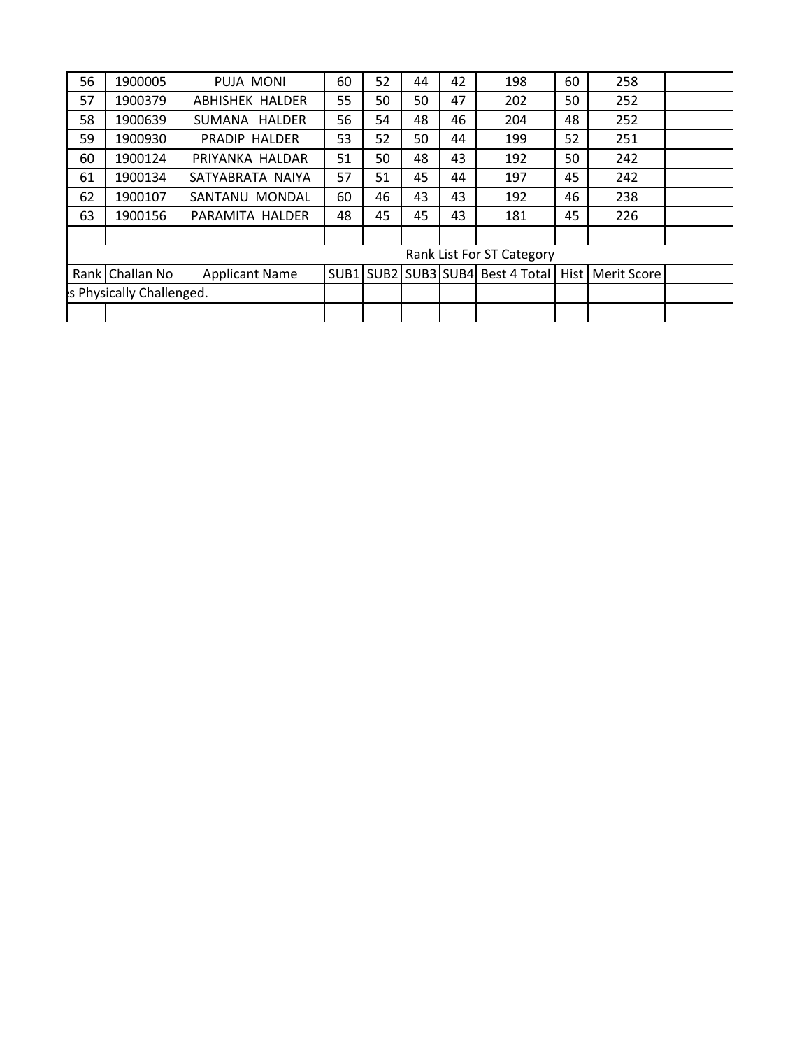| | | | | | | | | | | |
|---|---|---|---|---|---|---|---|---|---|---|
| 56 | 1900005 | PUJA MONI | 60 | 52 | 44 | 42 | 198 | 60 | 258 | |
| 57 | 1900379 | ABHISHEK HALDER | 55 | 50 | 50 | 47 | 202 | 50 | 252 | |
| 58 | 1900639 | SUMANA HALDER | 56 | 54 | 48 | 46 | 204 | 48 | 252 | |
| 59 | 1900930 | PRADIP HALDER | 53 | 52 | 50 | 44 | 199 | 52 | 251 | |
| 60 | 1900124 | PRIYANKA HALDAR | 51 | 50 | 48 | 43 | 192 | 50 | 242 | |
| 61 | 1900134 | SATYABRATA NAIYA | 57 | 51 | 45 | 44 | 197 | 45 | 242 | |
| 62 | 1900107 | SANTANU MONDAL | 60 | 46 | 43 | 43 | 192 | 46 | 238 | |
| 63 | 1900156 | PARAMITA HALDER | 48 | 45 | 45 | 43 | 181 | 45 | 226 | |
| | | | | | | | | | | |

Rank List For ST Category

| Rank | Challan No | Applicant Name | SUB1 | SUB2 | SUB3 | SUB4 | Best 4 Total | Hist | Merit Score | |
|---|---|---|---|---|---|---|---|---|---|---|
| s Physically Challenged. | | | | | | | | | | |
| | | | | | | | | | | |